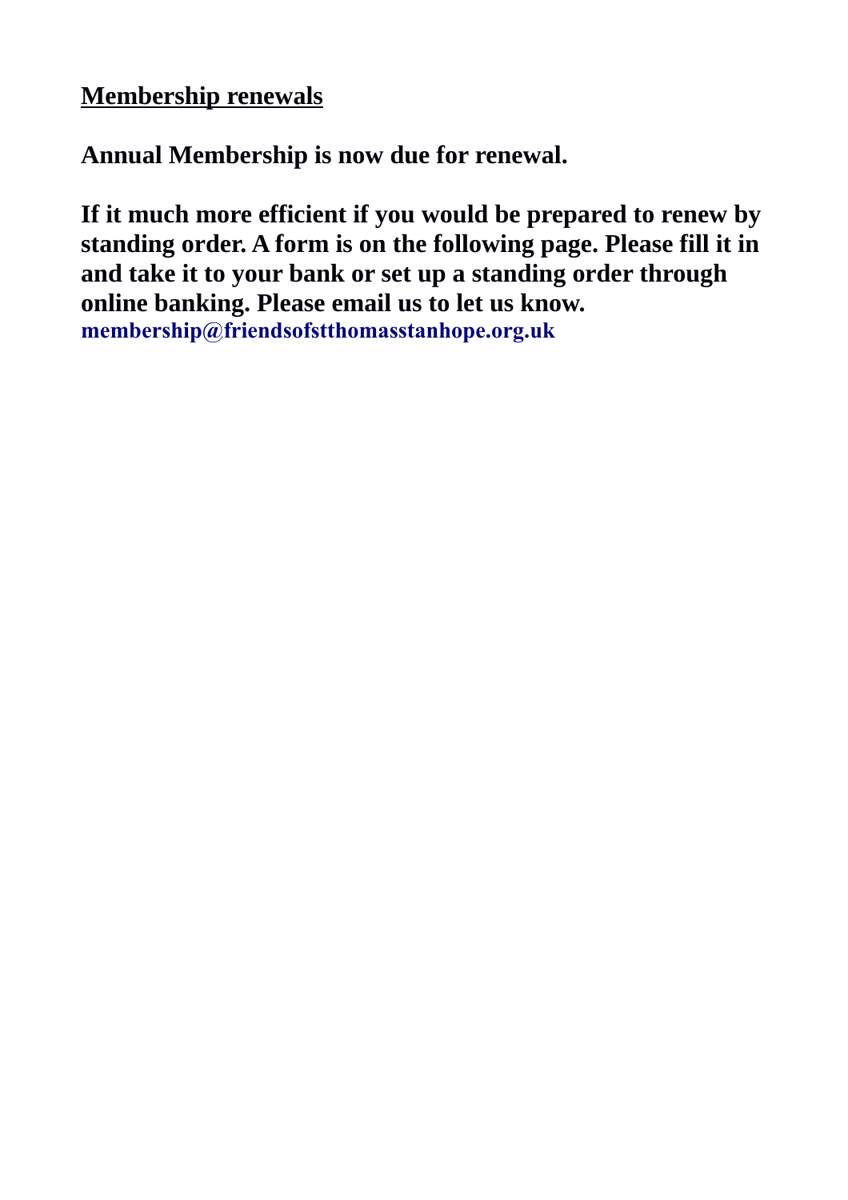## Membership renewals

**Annual Membership is now due for renewal.**

**If it much more efficient if you would be prepared to renew by standing order. A form is on the following page. Please fill it in and take it to your bank or set up a standing order through online banking. Please email us to let us know.**
**membership@friendsofstthomasstanhope.org.uk**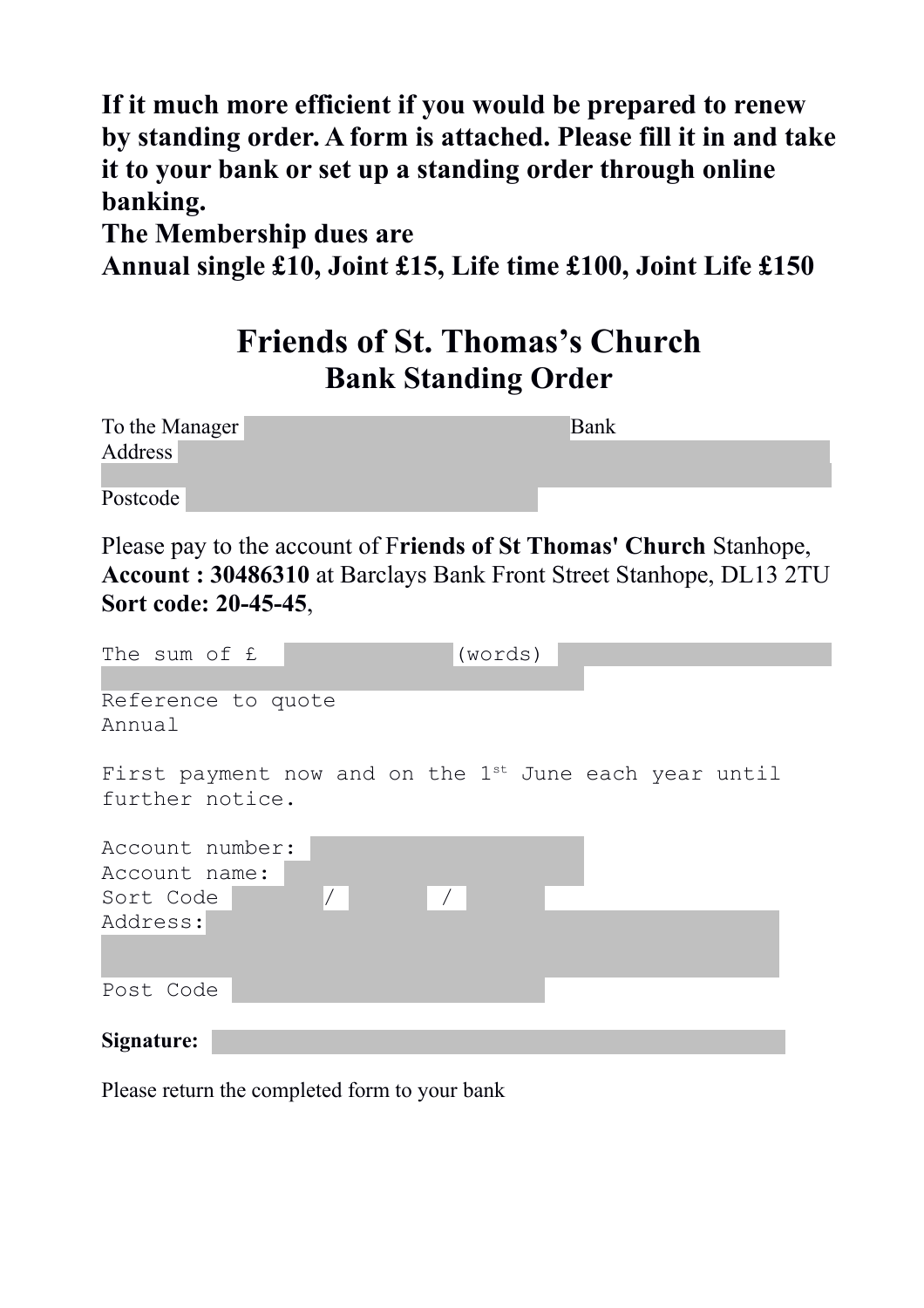**If it much more efficient if you would be prepared to renew by standing order. A form is attached. Please fill it in and take it to your bank or set up a standing order through online banking.**

**The Membership dues are**

**Annual single £10, Joint £15, Life time £100, Joint Life £150**

# Friends of St. Thomas's Church

## Bank Standing Order

To the Manager ______________________ Bank

Address ______________________

______________________

Postcode ______________________

Please pay to the account of F**riends of St Thomas' Church** Stanhope, **Account : 30486310** at Barclays Bank Front Street Stanhope, DL13 2TU **Sort code: 20-45-45**,

```
The sum of £ ________ (words) ______________

Reference to quote
Annual

First payment now and on the 1st June each year until
further notice.

Account number: ______________
Account name: ______________
Sort Code ____ / ____ / ____
Address: ______________

Post Code ______________
```

**Signature:** ______________________

Please return the completed form to your bank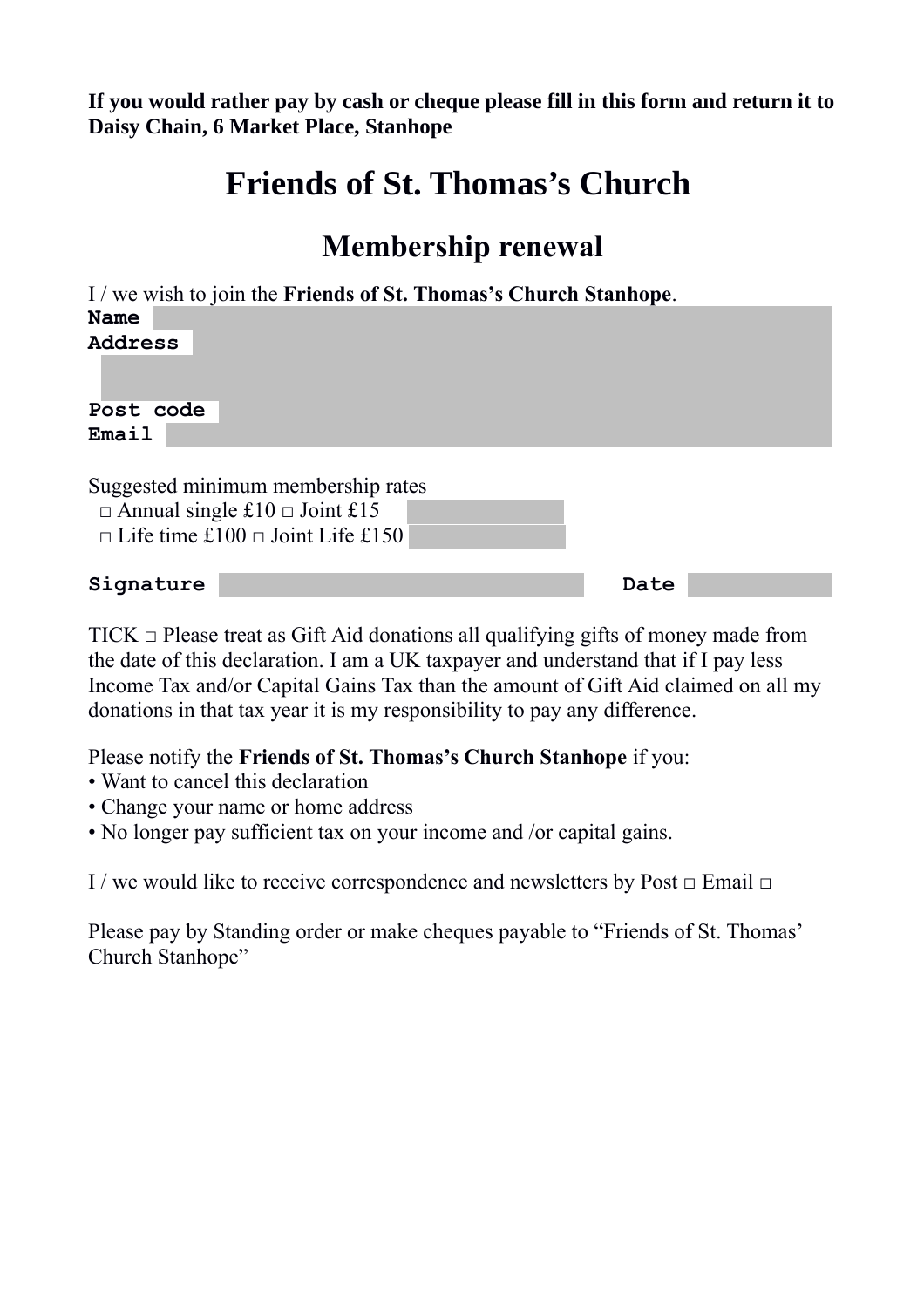**If you would rather pay by cash or cheque please fill in this form and return it to Daisy Chain, 6 Market Place, Stanhope**

# Friends of St. Thomas's Church

## Membership renewal

I / we wish to join the **Friends of St. Thomas's Church Stanhope**.

**Name**

**Address**

**Post code**

**Email**

Suggested minimum membership rates

□ Annual single £10 □ Joint £15

□ Life time £100 □ Joint Life £150

**Signature** **Date**

TICK □ Please treat as Gift Aid donations all qualifying gifts of money made from the date of this declaration. I am a UK taxpayer and understand that if I pay less Income Tax and/or Capital Gains Tax than the amount of Gift Aid claimed on all my donations in that tax year it is my responsibility to pay any difference.

Please notify the **Friends of St. Thomas's Church Stanhope** if you:

- Want to cancel this declaration
- Change your name or home address
- No longer pay sufficient tax on your income and /or capital gains.

I / we would like to receive correspondence and newsletters by Post □ Email □

Please pay by Standing order or make cheques payable to "Friends of St. Thomas' Church Stanhope"